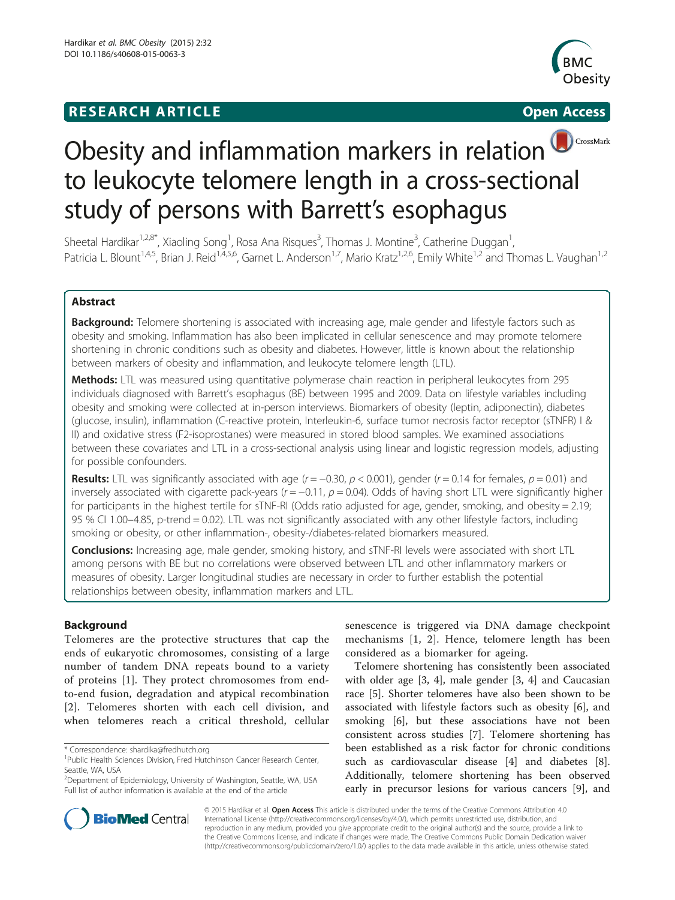**RESEARCH ARTICLE** **Open Access**

# Obesity and inflammation markers in relation to leukocyte telomere length in a cross-sectional study of persons with Barrett's esophagus

Sheetal Hardikar[1,2,8*], Xiaoling Song[1], Rosa Ana Risques[3], Thomas J. Montine[3], Catherine Duggan[1], Patricia L. Blount[1,4,5], Brian J. Reid[1,4,5,6], Garnet L. Anderson[1,7], Mario Kratz[1,2,6], Emily White[1,2] and Thomas L. Vaughan[1,2]

## Abstract

**Background:** Telomere shortening is associated with increasing age, male gender and lifestyle factors such as obesity and smoking. Inflammation has also been implicated in cellular senescence and may promote telomere shortening in chronic conditions such as obesity and diabetes. However, little is known about the relationship between markers of obesity and inflammation, and leukocyte telomere length (LTL).

**Methods:** LTL was measured using quantitative polymerase chain reaction in peripheral leukocytes from 295 individuals diagnosed with Barrett's esophagus (BE) between 1995 and 2009. Data on lifestyle variables including obesity and smoking were collected at in-person interviews. Biomarkers of obesity (leptin, adiponectin), diabetes (glucose, insulin), inflammation (C-reactive protein, Interleukin-6, surface tumor necrosis factor receptor (sTNFR) I & II) and oxidative stress (F2-isoprostanes) were measured in stored blood samples. We examined associations between these covariates and LTL in a cross-sectional analysis using linear and logistic regression models, adjusting for possible confounders.

**Results:** LTL was significantly associated with age ($r = -0.30$, $p < 0.001$), gender ($r = 0.14$ for females, $p = 0.01$) and inversely associated with cigarette pack-years ($r = -0.11$, $p = 0.04$). Odds of having short LTL were significantly higher for participants in the highest tertile for sTNF-RI (Odds ratio adjusted for age, gender, smoking, and obesity = 2.19; 95 % CI 1.00–4.85, p-trend = 0.02). LTL was not significantly associated with any other lifestyle factors, including smoking or obesity, or other inflammation-, obesity-/diabetes-related biomarkers measured.

**Conclusions:** Increasing age, male gender, smoking history, and sTNF-RI levels were associated with short LTL among persons with BE but no correlations were observed between LTL and other inflammatory markers or measures of obesity. Larger longitudinal studies are necessary in order to further establish the potential relationships between obesity, inflammation markers and LTL.

## Background

Telomeres are the protective structures that cap the ends of eukaryotic chromosomes, consisting of a large number of tandem DNA repeats bound to a variety of proteins [1]. They protect chromosomes from end-to-end fusion, degradation and atypical recombination [2]. Telomeres shorten with each cell division, and when telomeres reach a critical threshold, cellular senescence is triggered via DNA damage checkpoint mechanisms [1, 2]. Hence, telomere length has been considered as a biomarker for ageing.

Telomere shortening has consistently been associated with older age [3, 4], male gender [3, 4] and Caucasian race [5]. Shorter telomeres have also been shown to be associated with lifestyle factors such as obesity [6], and smoking [6], but these associations have not been consistent across studies [7]. Telomere shortening has been established as a risk factor for chronic conditions such as cardiovascular disease [4] and diabetes [8]. Additionally, telomere shortening has been observed early in precursor lesions for various cancers [9], and

\* Correspondence: shardika@fredhutch.org
[1]Public Health Sciences Division, Fred Hutchinson Cancer Research Center, Seattle, WA, USA
[2]Department of Epidemiology, University of Washington, Seattle, WA, USA
Full list of author information is available at the end of the article

© 2015 Hardikar et al. **Open Access** This article is distributed under the terms of the Creative Commons Attribution 4.0 International License (http://creativecommons.org/licenses/by/4.0/), which permits unrestricted use, distribution, and reproduction in any medium, provided you give appropriate credit to the original author(s) and the source, provide a link to the Creative Commons license, and indicate if changes were made. The Creative Commons Public Domain Dedication waiver (http://creativecommons.org/publicdomain/zero/1.0/) applies to the data made available in this article, unless otherwise stated.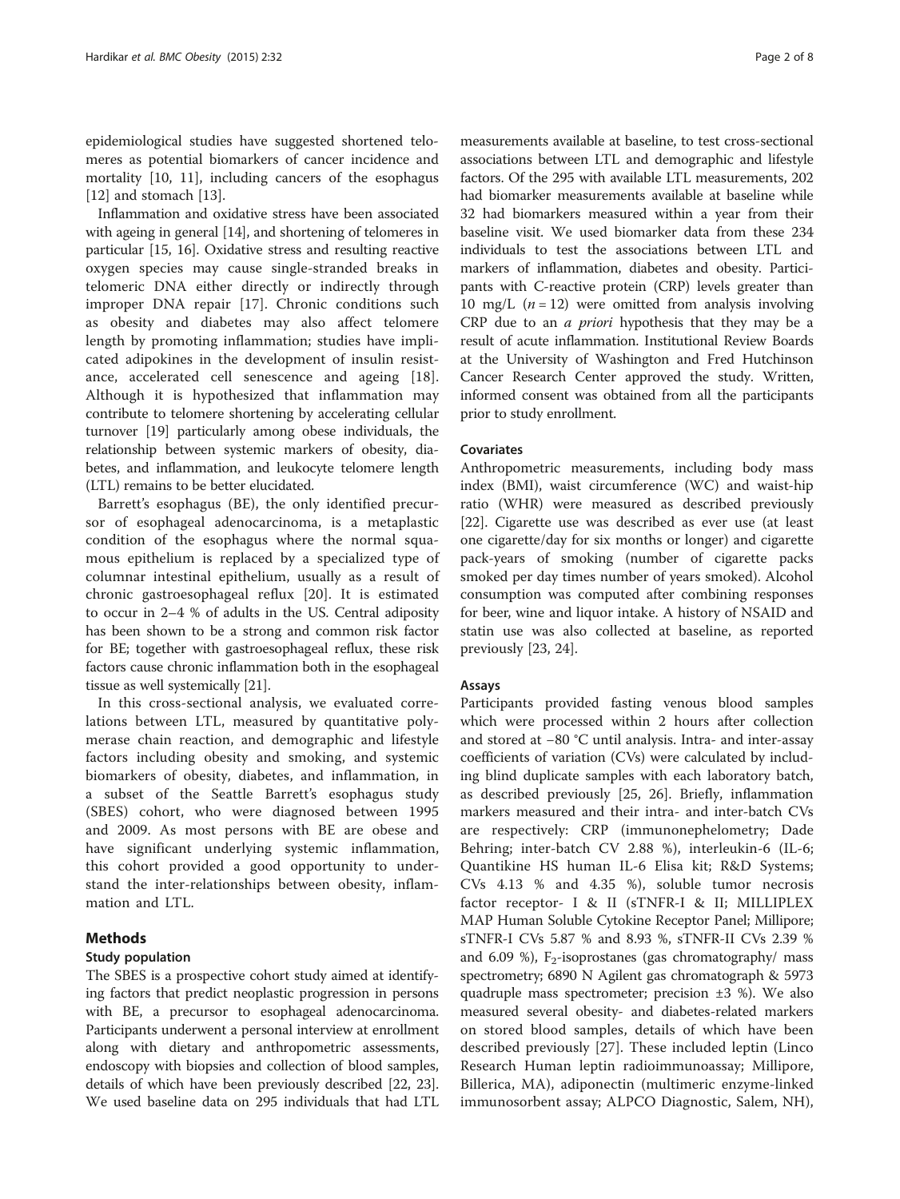epidemiological studies have suggested shortened telomeres as potential biomarkers of cancer incidence and mortality [10, 11], including cancers of the esophagus [12] and stomach [13].

Inflammation and oxidative stress have been associated with ageing in general [14], and shortening of telomeres in particular [15, 16]. Oxidative stress and resulting reactive oxygen species may cause single-stranded breaks in telomeric DNA either directly or indirectly through improper DNA repair [17]. Chronic conditions such as obesity and diabetes may also affect telomere length by promoting inflammation; studies have implicated adipokines in the development of insulin resistance, accelerated cell senescence and ageing [18]. Although it is hypothesized that inflammation may contribute to telomere shortening by accelerating cellular turnover [19] particularly among obese individuals, the relationship between systemic markers of obesity, diabetes, and inflammation, and leukocyte telomere length (LTL) remains to be better elucidated.

Barrett's esophagus (BE), the only identified precursor of esophageal adenocarcinoma, is a metaplastic condition of the esophagus where the normal squamous epithelium is replaced by a specialized type of columnar intestinal epithelium, usually as a result of chronic gastroesophageal reflux [20]. It is estimated to occur in 2–4 % of adults in the US. Central adiposity has been shown to be a strong and common risk factor for BE; together with gastroesophageal reflux, these risk factors cause chronic inflammation both in the esophageal tissue as well systemically [21].

In this cross-sectional analysis, we evaluated correlations between LTL, measured by quantitative polymerase chain reaction, and demographic and lifestyle factors including obesity and smoking, and systemic biomarkers of obesity, diabetes, and inflammation, in a subset of the Seattle Barrett's esophagus study (SBES) cohort, who were diagnosed between 1995 and 2009. As most persons with BE are obese and have significant underlying systemic inflammation, this cohort provided a good opportunity to understand the inter-relationships between obesity, inflammation and LTL.

## Methods

### Study population

The SBES is a prospective cohort study aimed at identifying factors that predict neoplastic progression in persons with BE, a precursor to esophageal adenocarcinoma. Participants underwent a personal interview at enrollment along with dietary and anthropometric assessments, endoscopy with biopsies and collection of blood samples, details of which have been previously described [22, 23]. We used baseline data on 295 individuals that had LTL measurements available at baseline, to test cross-sectional associations between LTL and demographic and lifestyle factors. Of the 295 with available LTL measurements, 202 had biomarker measurements available at baseline while 32 had biomarkers measured within a year from their baseline visit. We used biomarker data from these 234 individuals to test the associations between LTL and markers of inflammation, diabetes and obesity. Participants with C-reactive protein (CRP) levels greater than 10 mg/L ($n = 12$) were omitted from analysis involving CRP due to an *a priori* hypothesis that they may be a result of acute inflammation. Institutional Review Boards at the University of Washington and Fred Hutchinson Cancer Research Center approved the study. Written, informed consent was obtained from all the participants prior to study enrollment.

### Covariates

Anthropometric measurements, including body mass index (BMI), waist circumference (WC) and waist-hip ratio (WHR) were measured as described previously [22]. Cigarette use was described as ever use (at least one cigarette/day for six months or longer) and cigarette pack-years of smoking (number of cigarette packs smoked per day times number of years smoked). Alcohol consumption was computed after combining responses for beer, wine and liquor intake. A history of NSAID and statin use was also collected at baseline, as reported previously [23, 24].

### Assays

Participants provided fasting venous blood samples which were processed within 2 hours after collection and stored at −80 °C until analysis. Intra- and inter-assay coefficients of variation (CVs) were calculated by including blind duplicate samples with each laboratory batch, as described previously [25, 26]. Briefly, inflammation markers measured and their intra- and inter-batch CVs are respectively: CRP (immunonephelometry; Dade Behring; inter-batch CV 2.88 %), interleukin-6 (IL-6; Quantikine HS human IL-6 Elisa kit; R&D Systems; CVs 4.13 % and 4.35 %), soluble tumor necrosis factor receptor- I & II (sTNFR-I & II; MILLIPLEX MAP Human Soluble Cytokine Receptor Panel; Millipore; sTNFR-I CVs 5.87 % and 8.93 %, sTNFR-II CVs 2.39 % and 6.09 %), $F_2$-isoprostanes (gas chromatography/ mass spectrometry; 6890 N Agilent gas chromatograph & 5973 quadruple mass spectrometer; precision ±3 %). We also measured several obesity- and diabetes-related markers on stored blood samples, details of which have been described previously [27]. These included leptin (Linco Research Human leptin radioimmunoassay; Millipore, Billerica, MA), adiponectin (multimeric enzyme-linked immunosorbent assay; ALPCO Diagnostic, Salem, NH),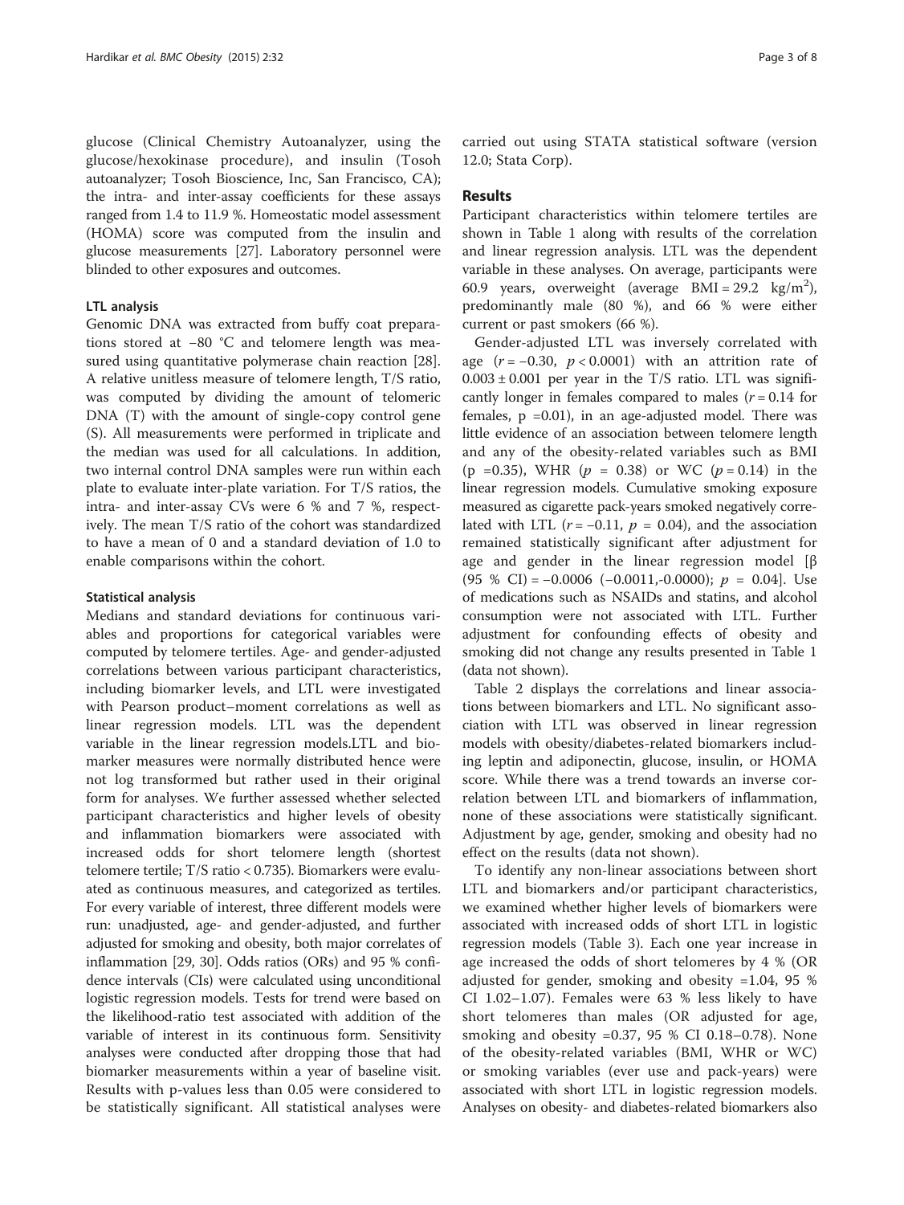glucose (Clinical Chemistry Autoanalyzer, using the glucose/hexokinase procedure), and insulin (Tosoh autoanalyzer; Tosoh Bioscience, Inc, San Francisco, CA); the intra- and inter-assay coefficients for these assays ranged from 1.4 to 11.9 %. Homeostatic model assessment (HOMA) score was computed from the insulin and glucose measurements [27]. Laboratory personnel were blinded to other exposures and outcomes.

### LTL analysis

Genomic DNA was extracted from buffy coat preparations stored at −80 °C and telomere length was measured using quantitative polymerase chain reaction [28]. A relative unitless measure of telomere length, T/S ratio, was computed by dividing the amount of telomeric DNA (T) with the amount of single-copy control gene (S). All measurements were performed in triplicate and the median was used for all calculations. In addition, two internal control DNA samples were run within each plate to evaluate inter-plate variation. For T/S ratios, the intra- and inter-assay CVs were 6 % and 7 %, respectively. The mean T/S ratio of the cohort was standardized to have a mean of 0 and a standard deviation of 1.0 to enable comparisons within the cohort.

### Statistical analysis

Medians and standard deviations for continuous variables and proportions for categorical variables were computed by telomere tertiles. Age- and gender-adjusted correlations between various participant characteristics, including biomarker levels, and LTL were investigated with Pearson product–moment correlations as well as linear regression models. LTL was the dependent variable in the linear regression models.LTL and biomarker measures were normally distributed hence were not log transformed but rather used in their original form for analyses. We further assessed whether selected participant characteristics and higher levels of obesity and inflammation biomarkers were associated with increased odds for short telomere length (shortest telomere tertile; T/S ratio < 0.735). Biomarkers were evaluated as continuous measures, and categorized as tertiles. For every variable of interest, three different models were run: unadjusted, age- and gender-adjusted, and further adjusted for smoking and obesity, both major correlates of inflammation [29, 30]. Odds ratios (ORs) and 95 % confidence intervals (CIs) were calculated using unconditional logistic regression models. Tests for trend were based on the likelihood-ratio test associated with addition of the variable of interest in its continuous form. Sensitivity analyses were conducted after dropping those that had biomarker measurements within a year of baseline visit. Results with p-values less than 0.05 were considered to be statistically significant. All statistical analyses were carried out using STATA statistical software (version 12.0; Stata Corp).

## Results

Participant characteristics within telomere tertiles are shown in Table 1 along with results of the correlation and linear regression analysis. LTL was the dependent variable in these analyses. On average, participants were 60.9 years, overweight (average BMI = 29.2 $kg/m^2$), predominantly male (80 %), and 66 % were either current or past smokers (66 %).

Gender-adjusted LTL was inversely correlated with age ($r = -0.30$, $p < 0.0001$) with an attrition rate of $0.003 \pm 0.001$ per year in the T/S ratio. LTL was significantly longer in females compared to males ($r = 0.14$ for females, $p = 0.01$), in an age-adjusted model. There was little evidence of an association between telomere length and any of the obesity-related variables such as BMI ($p = 0.35$), WHR ($p = 0.38$) or WC ($p = 0.14$) in the linear regression models. Cumulative smoking exposure measured as cigarette pack-years smoked negatively correlated with LTL ($r = -0.11$, $p = 0.04$), and the association remained statistically significant after adjustment for age and gender in the linear regression model [β (95 % CI) = −0.0006 (−0.0011,-0.0000); $p = 0.04$]. Use of medications such as NSAIDs and statins, and alcohol consumption were not associated with LTL. Further adjustment for confounding effects of obesity and smoking did not change any results presented in Table 1 (data not shown).

Table 2 displays the correlations and linear associations between biomarkers and LTL. No significant association with LTL was observed in linear regression models with obesity/diabetes-related biomarkers including leptin and adiponectin, glucose, insulin, or HOMA score. While there was a trend towards an inverse correlation between LTL and biomarkers of inflammation, none of these associations were statistically significant. Adjustment by age, gender, smoking and obesity had no effect on the results (data not shown).

To identify any non-linear associations between short LTL and biomarkers and/or participant characteristics, we examined whether higher levels of biomarkers were associated with increased odds of short LTL in logistic regression models (Table 3). Each one year increase in age increased the odds of short telomeres by 4 % (OR adjusted for gender, smoking and obesity =1.04, 95 % CI 1.02–1.07). Females were 63 % less likely to have short telomeres than males (OR adjusted for age, smoking and obesity =0.37, 95 % CI 0.18–0.78). None of the obesity-related variables (BMI, WHR or WC) or smoking variables (ever use and pack-years) were associated with short LTL in logistic regression models. Analyses on obesity- and diabetes-related biomarkers also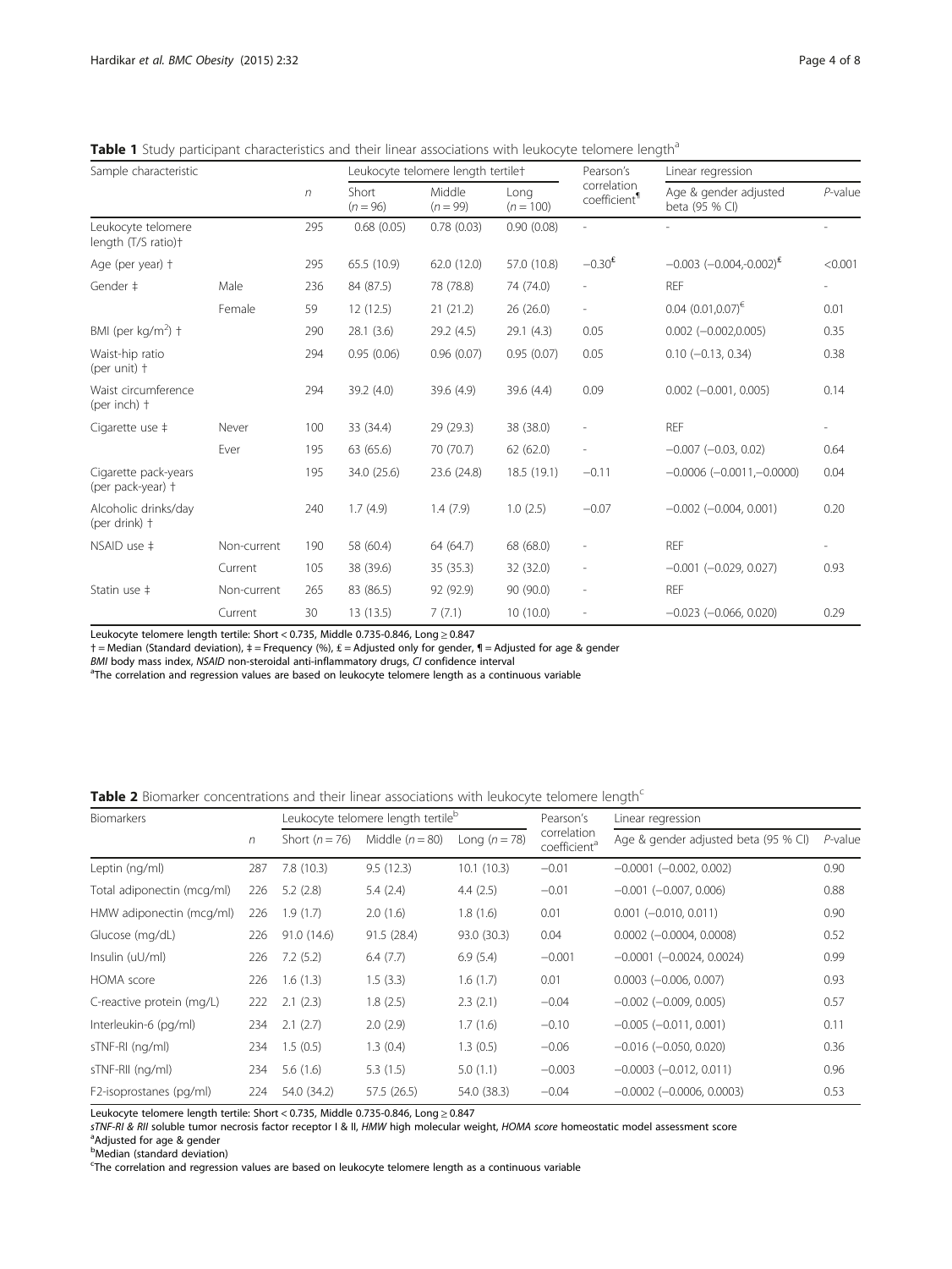**Table 1** Study participant characteristics and their linear associations with leukocyte telomere length[a]

| Sample characteristic | | n | Leukocyte telomere length tertile† | | | Pearson's correlation coefficient¶ | Linear regression | |
|---|---|---|---|---|---|---|---|---|
| | | | Short (n = 96) | Middle (n = 99) | Long (n = 100) | | Age & gender adjusted beta (95 % CI) | P-value |
| Leukocyte telomere length (T/S ratio)† | | 295 | 0.68 (0.05) | 0.78 (0.03) | 0.90 (0.08) | - | - | - |
| Age (per year) † | | 295 | 65.5 (10.9) | 62.0 (12.0) | 57.0 (10.8) | −0.30[£] | −0.003 (−0.004,-0.002)[£] | <0.001 |
| Gender ‡ | Male | 236 | 84 (87.5) | 78 (78.8) | 74 (74.0) | - | REF | - |
| | Female | 59 | 12 (12.5) | 21 (21.2) | 26 (26.0) | - | 0.04 (0.01,0.07)[£] | 0.01 |
| BMI (per kg/m$^2$) † | | 290 | 28.1 (3.6) | 29.2 (4.5) | 29.1 (4.3) | 0.05 | 0.002 (−0.002,0.005) | 0.35 |
| Waist-hip ratio (per unit) † | | 294 | 0.95 (0.06) | 0.96 (0.07) | 0.95 (0.07) | 0.05 | 0.10 (−0.13, 0.34) | 0.38 |
| Waist circumference (per inch) † | | 294 | 39.2 (4.0) | 39.6 (4.9) | 39.6 (4.4) | 0.09 | 0.002 (−0.001, 0.005) | 0.14 |
| Cigarette use ‡ | Never | 100 | 33 (34.4) | 29 (29.3) | 38 (38.0) | - | REF | - |
| | Ever | 195 | 63 (65.6) | 70 (70.7) | 62 (62.0) | - | −0.007 (−0.03, 0.02) | 0.64 |
| Cigarette pack-years (per pack-year) † | | 195 | 34.0 (25.6) | 23.6 (24.8) | 18.5 (19.1) | −0.11 | −0.0006 (−0.0011,−0.0000) | 0.04 |
| Alcoholic drinks/day (per drink) † | | 240 | 1.7 (4.9) | 1.4 (7.9) | 1.0 (2.5) | −0.07 | −0.002 (−0.004, 0.001) | 0.20 |
| NSAID use ‡ | Non-current | 190 | 58 (60.4) | 64 (64.7) | 68 (68.0) | - | REF | - |
| | Current | 105 | 38 (39.6) | 35 (35.3) | 32 (32.0) | - | −0.001 (−0.029, 0.027) | 0.93 |
| Statin use ‡ | Non-current | 265 | 83 (86.5) | 92 (92.9) | 90 (90.0) | - | REF | - |
| | Current | 30 | 13 (13.5) | 7 (7.1) | 10 (10.0) | - | −0.023 (−0.066, 0.020) | 0.29 |

Leukocyte telomere length tertile: Short < 0.735, Middle 0.735-0.846, Long ≥ 0.847

† = Median (Standard deviation), ‡ = Frequency (%), £ = Adjusted only for gender, ¶ = Adjusted for age & gender

*BMI* body mass index, *NSAID* non-steroidal anti-inflammatory drugs, *CI* confidence interval

[a]The correlation and regression values are based on leukocyte telomere length as a continuous variable

**Table 2** Biomarker concentrations and their linear associations with leukocyte telomere length[c]

| Biomarkers | n | Leukocyte telomere length tertile[b] | | | Pearson's correlation coefficient[a] | Linear regression | |
|---|---|---|---|---|---|---|---|
| | | Short (n = 76) | Middle (n = 80) | Long (n = 78) | | Age & gender adjusted beta (95 % CI) | P-value |
| Leptin (ng/ml) | 287 | 7.8 (10.3) | 9.5 (12.3) | 10.1 (10.3) | −0.01 | −0.0001 (−0.002, 0.002) | 0.90 |
| Total adiponectin (mcg/ml) | 226 | 5.2 (2.8) | 5.4 (2.4) | 4.4 (2.5) | −0.01 | −0.001 (−0.007, 0.006) | 0.88 |
| HMW adiponectin (mcg/ml) | 226 | 1.9 (1.7) | 2.0 (1.6) | 1.8 (1.6) | 0.01 | 0.001 (−0.010, 0.011) | 0.90 |
| Glucose (mg/dL) | 226 | 91.0 (14.6) | 91.5 (28.4) | 93.0 (30.3) | 0.04 | 0.0002 (−0.0004, 0.0008) | 0.52 |
| Insulin (uU/ml) | 226 | 7.2 (5.2) | 6.4 (7.7) | 6.9 (5.4) | −0.001 | −0.0001 (−0.0024, 0.0024) | 0.99 |
| HOMA score | 226 | 1.6 (1.3) | 1.5 (3.3) | 1.6 (1.7) | 0.01 | 0.0003 (−0.006, 0.007) | 0.93 |
| C-reactive protein (mg/L) | 222 | 2.1 (2.3) | 1.8 (2.5) | 2.3 (2.1) | −0.04 | −0.002 (−0.009, 0.005) | 0.57 |
| Interleukin-6 (pg/ml) | 234 | 2.1 (2.7) | 2.0 (2.9) | 1.7 (1.6) | −0.10 | −0.005 (−0.011, 0.001) | 0.11 |
| sTNF-RI (ng/ml) | 234 | 1.5 (0.5) | 1.3 (0.4) | 1.3 (0.5) | −0.06 | −0.016 (−0.050, 0.020) | 0.36 |
| sTNF-RII (ng/ml) | 234 | 5.6 (1.6) | 5.3 (1.5) | 5.0 (1.1) | −0.003 | −0.0003 (−0.012, 0.011) | 0.96 |
| F2-isoprostanes (pg/ml) | 224 | 54.0 (34.2) | 57.5 (26.5) | 54.0 (38.3) | −0.04 | −0.0002 (−0.0006, 0.0003) | 0.53 |

Leukocyte telomere length tertile: Short < 0.735, Middle 0.735-0.846, Long ≥ 0.847

*sTNF-RI & RII* soluble tumor necrosis factor receptor I & II, *HMW* high molecular weight, *HOMA score* homeostatic model assessment score

[a]Adjusted for age & gender

[b]Median (standard deviation)

[c]The correlation and regression values are based on leukocyte telomere length as a continuous variable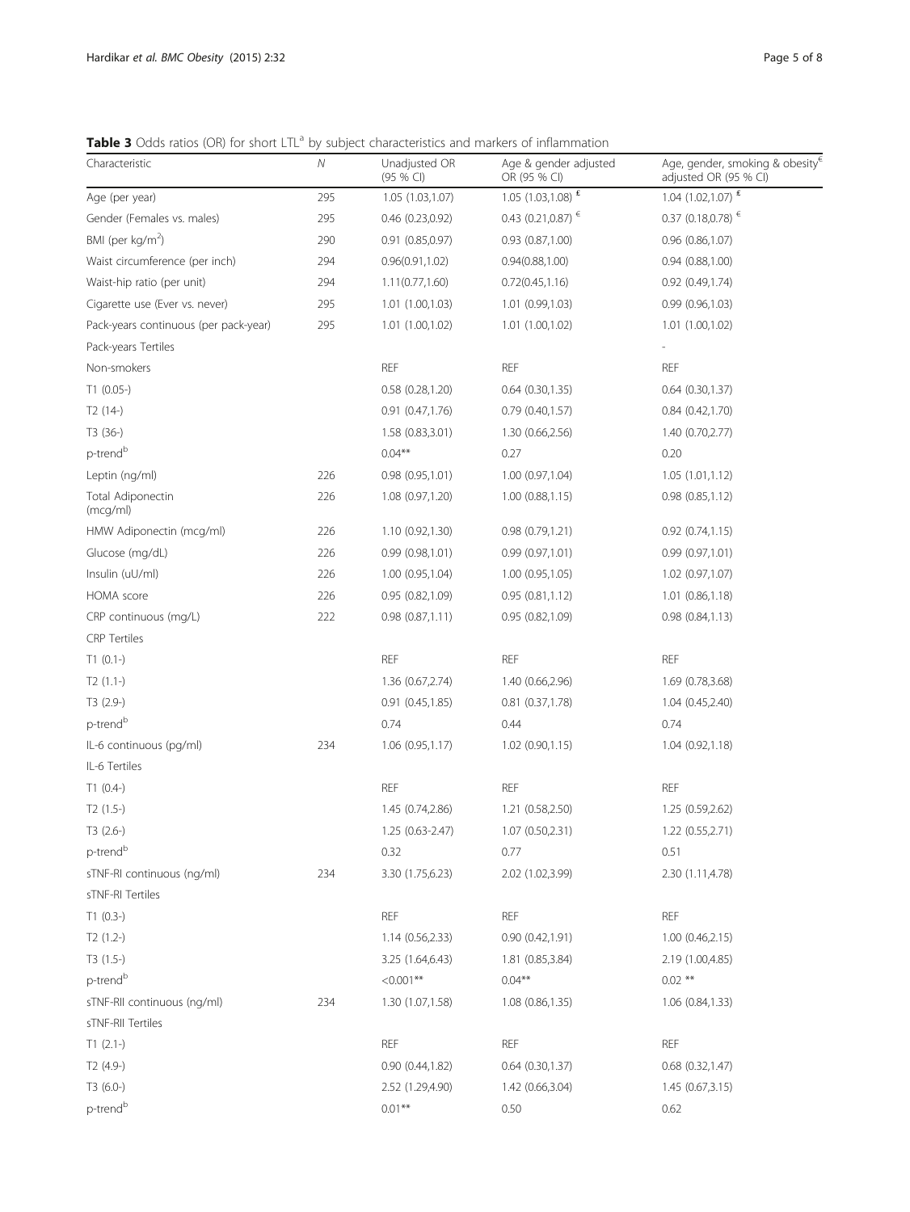**Table 3** Odds ratios (OR) for short LTL[a] by subject characteristics and markers of inflammation

| Characteristic | N | Unadjusted OR (95 % CI) | Age & gender adjusted OR (95 % CI) | Age, gender, smoking & obesity[€] adjusted OR (95 % CI) |
|---|---|---|---|---|
| Age (per year) | 295 | 1.05 (1.03,1.07) | 1.05 (1.03,1.08) [£] | 1.04 (1.02,1.07) [£] |
| Gender (Females vs. males) | 295 | 0.46 (0.23,0.92) | 0.43 (0.21,0.87) [€] | 0.37 (0.18,0.78) [€] |
| BMI (per kg/m$^2$) | 290 | 0.91 (0.85,0.97) | 0.93 (0.87,1.00) | 0.96 (0.86,1.07) |
| Waist circumference (per inch) | 294 | 0.96(0.91,1.02) | 0.94(0.88,1.00) | 0.94 (0.88,1.00) |
| Waist-hip ratio (per unit) | 294 | 1.11(0.77,1.60) | 0.72(0.45,1.16) | 0.92 (0.49,1.74) |
| Cigarette use (Ever vs. never) | 295 | 1.01 (1.00,1.03) | 1.01 (0.99,1.03) | 0.99 (0.96,1.03) |
| Pack-years continuous (per pack-year) | 295 | 1.01 (1.00,1.02) | 1.01 (1.00,1.02) | 1.01 (1.00,1.02) |
| Pack-years Tertiles | | | | - |
| Non-smokers | | REF | REF | REF |
| T1 (0.05-) | | 0.58 (0.28,1.20) | 0.64 (0.30,1.35) | 0.64 (0.30,1.37) |
| T2 (14-) | | 0.91 (0.47,1.76) | 0.79 (0.40,1.57) | 0.84 (0.42,1.70) |
| T3 (36-) | | 1.58 (0.83,3.01) | 1.30 (0.66,2.56) | 1.40 (0.70,2.77) |
| p-trend[b] | | 0.04** | 0.27 | 0.20 |
| Leptin (ng/ml) | 226 | 0.98 (0.95,1.01) | 1.00 (0.97,1.04) | 1.05 (1.01,1.12) |
| Total Adiponectin (mcg/ml) | 226 | 1.08 (0.97,1.20) | 1.00 (0.88,1.15) | 0.98 (0.85,1.12) |
| HMW Adiponectin (mcg/ml) | 226 | 1.10 (0.92,1.30) | 0.98 (0.79,1.21) | 0.92 (0.74,1.15) |
| Glucose (mg/dL) | 226 | 0.99 (0.98,1.01) | 0.99 (0.97,1.01) | 0.99 (0.97,1.01) |
| Insulin (uU/ml) | 226 | 1.00 (0.95,1.04) | 1.00 (0.95,1.05) | 1.02 (0.97,1.07) |
| HOMA score | 226 | 0.95 (0.82,1.09) | 0.95 (0.81,1.12) | 1.01 (0.86,1.18) |
| CRP continuous (mg/L) | 222 | 0.98 (0.87,1.11) | 0.95 (0.82,1.09) | 0.98 (0.84,1.13) |
| CRP Tertiles | | | | |
| T1 (0.1-) | | REF | REF | REF |
| T2 (1.1-) | | 1.36 (0.67,2.74) | 1.40 (0.66,2.96) | 1.69 (0.78,3.68) |
| T3 (2.9-) | | 0.91 (0.45,1.85) | 0.81 (0.37,1.78) | 1.04 (0.45,2.40) |
| p-trend[b] | | 0.74 | 0.44 | 0.74 |
| IL-6 continuous (pg/ml) | 234 | 1.06 (0.95,1.17) | 1.02 (0.90,1.15) | 1.04 (0.92,1.18) |
| IL-6 Tertiles | | | | |
| T1 (0.4-) | | REF | REF | REF |
| T2 (1.5-) | | 1.45 (0.74,2.86) | 1.21 (0.58,2.50) | 1.25 (0.59,2.62) |
| T3 (2.6-) | | 1.25 (0.63-2.47) | 1.07 (0.50,2.31) | 1.22 (0.55,2.71) |
| p-trend[b] | | 0.32 | 0.77 | 0.51 |
| sTNF-RI continuous (ng/ml) | 234 | 3.30 (1.75,6.23) | 2.02 (1.02,3.99) | 2.30 (1.11,4.78) |
| sTNF-RI Tertiles | | | | |
| T1 (0.3-) | | REF | REF | REF |
| T2 (1.2-) | | 1.14 (0.56,2.33) | 0.90 (0.42,1.91) | 1.00 (0.46,2.15) |
| T3 (1.5-) | | 3.25 (1.64,6.43) | 1.81 (0.85,3.84) | 2.19 (1.00,4.85) |
| p-trend[b] | | <0.001** | 0.04** | 0.02 ** |
| sTNF-RII continuous (ng/ml) | 234 | 1.30 (1.07,1.58) | 1.08 (0.86,1.35) | 1.06 (0.84,1.33) |
| sTNF-RII Tertiles | | | | |
| T1 (2.1-) | | REF | REF | REF |
| T2 (4.9-) | | 0.90 (0.44,1.82) | 0.64 (0.30,1.37) | 0.68 (0.32,1.47) |
| T3 (6.0-) | | 2.52 (1.29,4.90) | 1.42 (0.66,3.04) | 1.45 (0.67,3.15) |
| p-trend[b] | | 0.01** | 0.50 | 0.62 |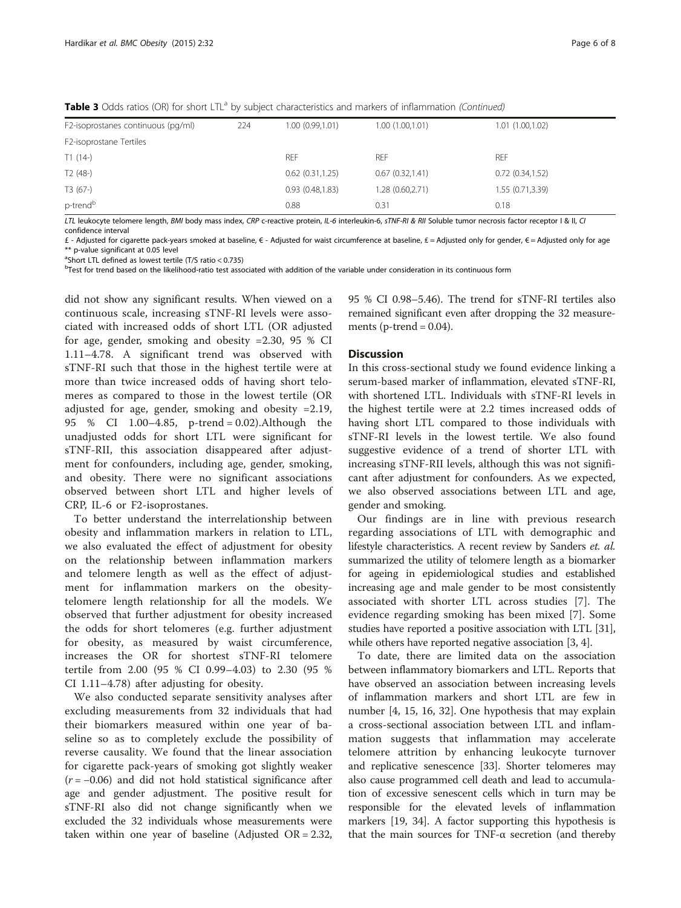**Table 3** Odds ratios (OR) for short LTL[a] by subject characteristics and markers of inflammation *(Continued)*

| | | | | |
|---|---|---|---|---|
| F2-isoprostanes continuous (pg/ml) | 224 | 1.00 (0.99,1.01) | 1.00 (1.00,1.01) | 1.01 (1.00,1.02) |
| F2-isoprostane Tertiles | | | | |
| T1 (14-) | | REF | REF | REF |
| T2 (48-) | | 0.62 (0.31,1.25) | 0.67 (0.32,1.41) | 0.72 (0.34,1.52) |
| T3 (67-) | | 0.93 (0.48,1.83) | 1.28 (0.60,2.71) | 1.55 (0.71,3.39) |
| p-trend[b] | | 0.88 | 0.31 | 0.18 |

*LTL* leukocyte telomere length, *BMI* body mass index, *CRP* c-reactive protein, *IL-6* interleukin-6, *sTNF-RI & RII* Soluble tumor necrosis factor receptor I & II, *CI* confidence interval

£ - Adjusted for cigarette pack-years smoked at baseline, € - Adjusted for waist circumference at baseline, ₤ = Adjusted only for gender, € = Adjusted only for age
** p-value significant at 0.05 level

[a]Short LTL defined as lowest tertile (T/S ratio < 0.735)

[b]Test for trend based on the likelihood-ratio test associated with addition of the variable under consideration in its continuous form

did not show any significant results. When viewed on a continuous scale, increasing sTNF-RI levels were associated with increased odds of short LTL (OR adjusted for age, gender, smoking and obesity =2.30, 95 % CI 1.11–4.78. A significant trend was observed with sTNF-RI such that those in the highest tertile were at more than twice increased odds of having short telomeres as compared to those in the lowest tertile (OR adjusted for age, gender, smoking and obesity =2.19, 95 % CI 1.00–4.85, p-trend = 0.02).Although the unadjusted odds for short LTL were significant for sTNF-RII, this association disappeared after adjustment for confounders, including age, gender, smoking, and obesity. There were no significant associations observed between short LTL and higher levels of CRP, IL-6 or F2-isoprostanes.

To better understand the interrelationship between obesity and inflammation markers in relation to LTL, we also evaluated the effect of adjustment for obesity on the relationship between inflammation markers and telomere length as well as the effect of adjustment for inflammation markers on the obesity-telomere length relationship for all the models. We observed that further adjustment for obesity increased the odds for short telomeres (e.g. further adjustment for obesity, as measured by waist circumference, increases the OR for shortest sTNF-RI telomere tertile from 2.00 (95 % CI 0.99–4.03) to 2.30 (95 % CI 1.11–4.78) after adjusting for obesity.

We also conducted separate sensitivity analyses after excluding measurements from 32 individuals that had their biomarkers measured within one year of baseline so as to completely exclude the possibility of reverse causality. We found that the linear association for cigarette pack-years of smoking got slightly weaker ($r = -0.06$) and did not hold statistical significance after age and gender adjustment. The positive result for sTNF-RI also did not change significantly when we excluded the 32 individuals whose measurements were taken within one year of baseline (Adjusted OR = 2.32, 95 % CI 0.98–5.46). The trend for sTNF-RI tertiles also remained significant even after dropping the 32 measurements (p-trend = 0.04).

## Discussion

In this cross-sectional study we found evidence linking a serum-based marker of inflammation, elevated sTNF-RI, with shortened LTL. Individuals with sTNF-RI levels in the highest tertile were at 2.2 times increased odds of having short LTL compared to those individuals with sTNF-RI levels in the lowest tertile. We also found suggestive evidence of a trend of shorter LTL with increasing sTNF-RII levels, although this was not significant after adjustment for confounders. As we expected, we also observed associations between LTL and age, gender and smoking.

Our findings are in line with previous research regarding associations of LTL with demographic and lifestyle characteristics. A recent review by Sanders *et. al.* summarized the utility of telomere length as a biomarker for ageing in epidemiological studies and established increasing age and male gender to be most consistently associated with shorter LTL across studies [7]. The evidence regarding smoking has been mixed [7]. Some studies have reported a positive association with LTL [31], while others have reported negative association [3, 4].

To date, there are limited data on the association between inflammatory biomarkers and LTL. Reports that have observed an association between increasing levels of inflammation markers and short LTL are few in number [4, 15, 16, 32]. One hypothesis that may explain a cross-sectional association between LTL and inflammation suggests that inflammation may accelerate telomere attrition by enhancing leukocyte turnover and replicative senescence [33]. Shorter telomeres may also cause programmed cell death and lead to accumulation of excessive senescent cells which in turn may be responsible for the elevated levels of inflammation markers [19, 34]. A factor supporting this hypothesis is that the main sources for TNF-α secretion (and thereby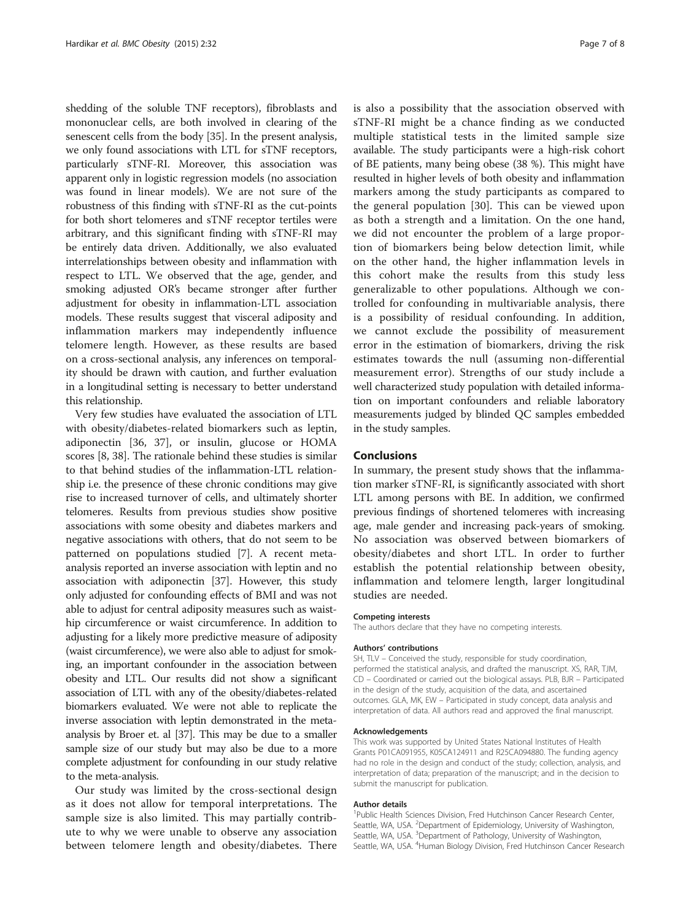shedding of the soluble TNF receptors), fibroblasts and mononuclear cells, are both involved in clearing of the senescent cells from the body [35]. In the present analysis, we only found associations with LTL for sTNF receptors, particularly sTNF-RI. Moreover, this association was apparent only in logistic regression models (no association was found in linear models). We are not sure of the robustness of this finding with sTNF-RI as the cut-points for both short telomeres and sTNF receptor tertiles were arbitrary, and this significant finding with sTNF-RI may be entirely data driven. Additionally, we also evaluated interrelationships between obesity and inflammation with respect to LTL. We observed that the age, gender, and smoking adjusted OR's became stronger after further adjustment for obesity in inflammation-LTL association models. These results suggest that visceral adiposity and inflammation markers may independently influence telomere length. However, as these results are based on a cross-sectional analysis, any inferences on temporality should be drawn with caution, and further evaluation in a longitudinal setting is necessary to better understand this relationship.

Very few studies have evaluated the association of LTL with obesity/diabetes-related biomarkers such as leptin, adiponectin [36, 37], or insulin, glucose or HOMA scores [8, 38]. The rationale behind these studies is similar to that behind studies of the inflammation-LTL relationship i.e. the presence of these chronic conditions may give rise to increased turnover of cells, and ultimately shorter telomeres. Results from previous studies show positive associations with some obesity and diabetes markers and negative associations with others, that do not seem to be patterned on populations studied [7]. A recent meta-analysis reported an inverse association with leptin and no association with adiponectin [37]. However, this study only adjusted for confounding effects of BMI and was not able to adjust for central adiposity measures such as waist-hip circumference or waist circumference. In addition to adjusting for a likely more predictive measure of adiposity (waist circumference), we were also able to adjust for smoking, an important confounder in the association between obesity and LTL. Our results did not show a significant association of LTL with any of the obesity/diabetes-related biomarkers evaluated. We were not able to replicate the inverse association with leptin demonstrated in the meta-analysis by Broer et. al [37]. This may be due to a smaller sample size of our study but may also be due to a more complete adjustment for confounding in our study relative to the meta-analysis.

Our study was limited by the cross-sectional design as it does not allow for temporal interpretations. The sample size is also limited. This may partially contribute to why we were unable to observe any association between telomere length and obesity/diabetes. There is also a possibility that the association observed with sTNF-RI might be a chance finding as we conducted multiple statistical tests in the limited sample size available. The study participants were a high-risk cohort of BE patients, many being obese (38 %). This might have resulted in higher levels of both obesity and inflammation markers among the study participants as compared to the general population [30]. This can be viewed upon as both a strength and a limitation. On the one hand, we did not encounter the problem of a large proportion of biomarkers being below detection limit, while on the other hand, the higher inflammation levels in this cohort make the results from this study less generalizable to other populations. Although we controlled for confounding in multivariable analysis, there is a possibility of residual confounding. In addition, we cannot exclude the possibility of measurement error in the estimation of biomarkers, driving the risk estimates towards the null (assuming non-differential measurement error). Strengths of our study include a well characterized study population with detailed information on important confounders and reliable laboratory measurements judged by blinded QC samples embedded in the study samples.

## Conclusions

In summary, the present study shows that the inflammation marker sTNF-RI, is significantly associated with short LTL among persons with BE. In addition, we confirmed previous findings of shortened telomeres with increasing age, male gender and increasing pack-years of smoking. No association was observed between biomarkers of obesity/diabetes and short LTL. In order to further establish the potential relationship between obesity, inflammation and telomere length, larger longitudinal studies are needed.

#### Competing interests

The authors declare that they have no competing interests.

#### Authors' contributions

SH, TLV – Conceived the study, responsible for study coordination, performed the statistical analysis, and drafted the manuscript. XS, RAR, TJM, CD – Coordinated or carried out the biological assays. PLB, BJR – Participated in the design of the study, acquisition of the data, and ascertained outcomes. GLA, MK, EW – Participated in study concept, data analysis and interpretation of data. All authors read and approved the final manuscript.

#### Acknowledgements

This work was supported by United States National Institutes of Health Grants P01CA091955, K05CA124911 and R25CA094880. The funding agency had no role in the design and conduct of the study; collection, analysis, and interpretation of data; preparation of the manuscript; and in the decision to submit the manuscript for publication.

#### Author details

[1]Public Health Sciences Division, Fred Hutchinson Cancer Research Center, Seattle, WA, USA. [2]Department of Epidemiology, University of Washington, Seattle, WA, USA. [3]Department of Pathology, University of Washington, Seattle, WA, USA. [4]Human Biology Division, Fred Hutchinson Cancer Research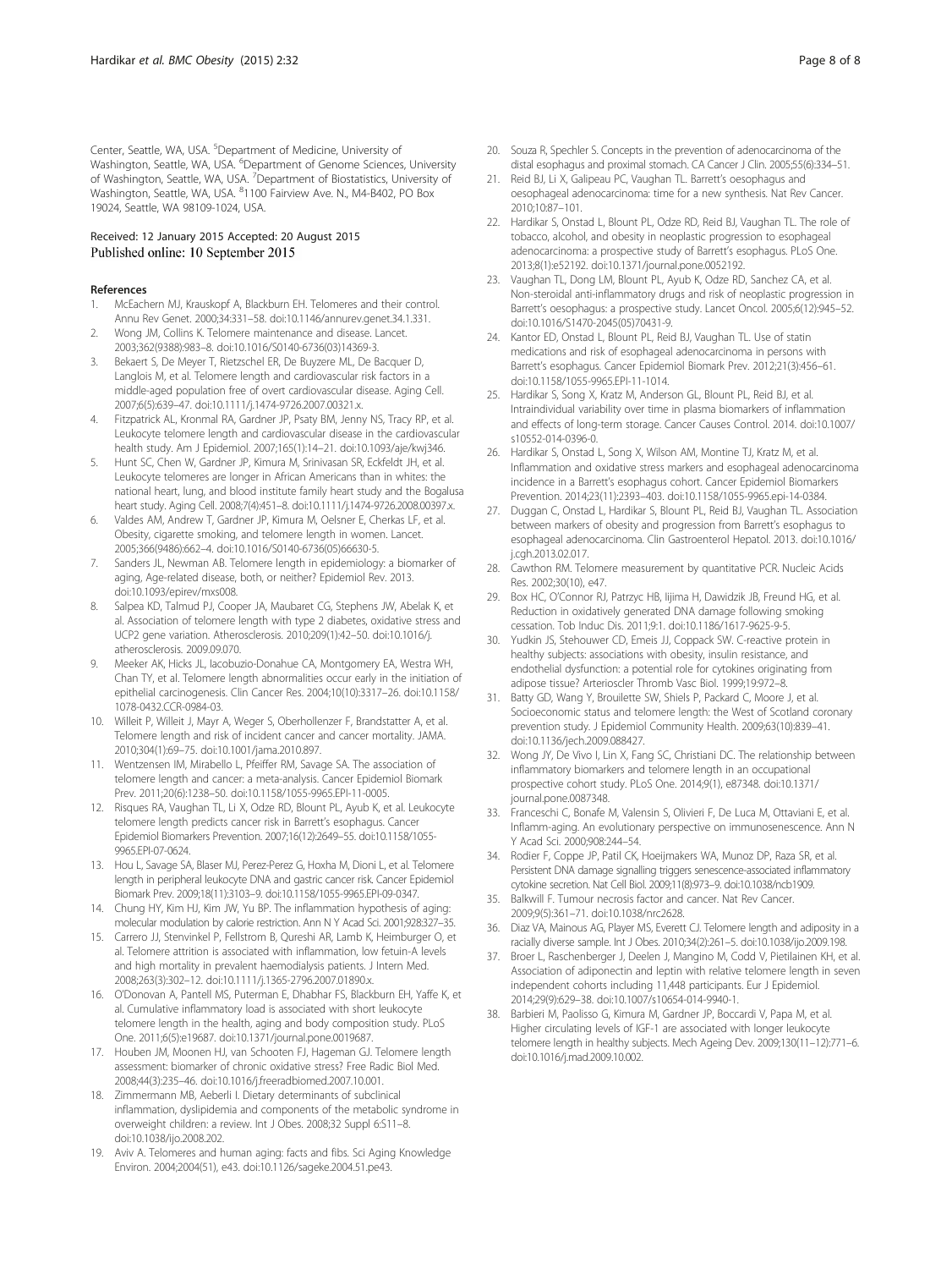Center, Seattle, WA, USA. [5]Department of Medicine, University of Washington, Seattle, WA, USA. [6]Department of Genome Sciences, University of Washington, Seattle, WA, USA. [7]Department of Biostatistics, University of Washington, Seattle, WA, USA. [8]1100 Fairview Ave. N., M4-B402, PO Box 19024, Seattle, WA 98109-1024, USA.

Received: 12 January 2015 Accepted: 20 August 2015
Published online: 10 September 2015

## References

1. McEachern MJ, Krauskopf A, Blackburn EH. Telomeres and their control. Annu Rev Genet. 2000;34:331–58. doi:10.1146/annurev.genet.34.1.331.
2. Wong JM, Collins K. Telomere maintenance and disease. Lancet. 2003;362(9388):983–8. doi:10.1016/S0140-6736(03)14369-3.
3. Bekaert S, De Meyer T, Rietzschel ER, De Buyzere ML, De Bacquer D, Langlois M, et al. Telomere length and cardiovascular risk factors in a middle-aged population free of overt cardiovascular disease. Aging Cell. 2007;6(5):639–47. doi:10.1111/j.1474-9726.2007.00321.x.
4. Fitzpatrick AL, Kronmal RA, Gardner JP, Psaty BM, Jenny NS, Tracy RP, et al. Leukocyte telomere length and cardiovascular disease in the cardiovascular health study. Am J Epidemiol. 2007;165(1):14–21. doi:10.1093/aje/kwj346.
5. Hunt SC, Chen W, Gardner JP, Kimura M, Srinivasan SR, Eckfeldt JH, et al. Leukocyte telomeres are longer in African Americans than in whites: the national heart, lung, and blood institute family heart study and the Bogalusa heart study. Aging Cell. 2008;7(4):451–8. doi:10.1111/j.1474-9726.2008.00397.x.
6. Valdes AM, Andrew T, Gardner JP, Kimura M, Oelsner E, Cherkas LF, et al. Obesity, cigarette smoking, and telomere length in women. Lancet. 2005;366(9486):662–4. doi:10.1016/S0140-6736(05)66630-5.
7. Sanders JL, Newman AB. Telomere length in epidemiology: a biomarker of aging, Age-related disease, both, or neither? Epidemiol Rev. 2013. doi:10.1093/epirev/mxs008.
8. Salpea KD, Talmud PJ, Cooper JA, Maubaret CG, Stephens JW, Abelak K, et al. Association of telomere length with type 2 diabetes, oxidative stress and UCP2 gene variation. Atherosclerosis. 2010;209(1):42–50. doi:10.1016/j.atherosclerosis. 2009.09.070.
9. Meeker AK, Hicks JL, Iacobuzio-Donahue CA, Montgomery EA, Westra WH, Chan TY, et al. Telomere length abnormalities occur early in the initiation of epithelial carcinogenesis. Clin Cancer Res. 2004;10(10):3317–26. doi:10.1158/1078-0432.CCR-0984-03.
10. Willeit P, Willeit J, Mayr A, Weger S, Oberhollenzer F, Brandstatter A, et al. Telomere length and risk of incident cancer and cancer mortality. JAMA. 2010;304(1):69–75. doi:10.1001/jama.2010.897.
11. Wentzensen IM, Mirabello L, Pfeiffer RM, Savage SA. The association of telomere length and cancer: a meta-analysis. Cancer Epidemiol Biomark Prev. 2011;20(6):1238–50. doi:10.1158/1055-9965.EPI-11-0005.
12. Risques RA, Vaughan TL, Li X, Odze RD, Blount PL, Ayub K, et al. Leukocyte telomere length predicts cancer risk in Barrett's esophagus. Cancer Epidemiol Biomarkers Prevention. 2007;16(12):2649–55. doi:10.1158/1055-9965.EPI-07-0624.
13. Hou L, Savage SA, Blaser MJ, Perez-Perez G, Hoxha M, Dioni L, et al. Telomere length in peripheral leukocyte DNA and gastric cancer risk. Cancer Epidemiol Biomark Prev. 2009;18(11):3103–9. doi:10.1158/1055-9965.EPI-09-0347.
14. Chung HY, Kim HJ, Kim JW, Yu BP. The inflammation hypothesis of aging: molecular modulation by calorie restriction. Ann N Y Acad Sci. 2001;928:327–35.
15. Carrero JJ, Stenvinkel P, Fellstrom B, Qureshi AR, Lamb K, Heimburger O, et al. Telomere attrition is associated with inflammation, low fetuin-A levels and high mortality in prevalent haemodialysis patients. J Intern Med. 2008;263(3):302–12. doi:10.1111/j.1365-2796.2007.01890.x.
16. O'Donovan A, Pantell MS, Puterman E, Dhabhar FS, Blackburn EH, Yaffe K, et al. Cumulative inflammatory load is associated with short leukocyte telomere length in the health, aging and body composition study. PLoS One. 2011;6(5):e19687. doi:10.1371/journal.pone.0019687.
17. Houben JM, Moonen HJ, van Schooten FJ, Hageman GJ. Telomere length assessment: biomarker of chronic oxidative stress? Free Radic Biol Med. 2008;44(3):235–46. doi:10.1016/j.freeradbiomed.2007.10.001.
18. Zimmermann MB, Aeberli I. Dietary determinants of subclinical inflammation, dyslipidemia and components of the metabolic syndrome in overweight children: a review. Int J Obes. 2008;32 Suppl 6:S11–8. doi:10.1038/ijo.2008.202.
19. Aviv A. Telomeres and human aging: facts and fibs. Sci Aging Knowledge Environ. 2004;2004(51), e43. doi:10.1126/sageke.2004.51.pe43.
20. Souza R, Spechler S. Concepts in the prevention of adenocarcinoma of the distal esophagus and proximal stomach. CA Cancer J Clin. 2005;55(6):334–51.
21. Reid BJ, Li X, Galipeau PC, Vaughan TL. Barrett's oesophagus and oesophageal adenocarcinoma: time for a new synthesis. Nat Rev Cancer. 2010;10:87–101.
22. Hardikar S, Onstad L, Blount PL, Odze RD, Reid BJ, Vaughan TL. The role of tobacco, alcohol, and obesity in neoplastic progression to esophageal adenocarcinoma: a prospective study of Barrett's esophagus. PLoS One. 2013;8(1):e52192. doi:10.1371/journal.pone.0052192.
23. Vaughan TL, Dong LM, Blount PL, Ayub K, Odze RD, Sanchez CA, et al. Non-steroidal anti-inflammatory drugs and risk of neoplastic progression in Barrett's oesophagus: a prospective study. Lancet Oncol. 2005;6(12):945–52. doi:10.1016/S1470-2045(05)70431-9.
24. Kantor ED, Onstad L, Blount PL, Reid BJ, Vaughan TL. Use of statin medications and risk of esophageal adenocarcinoma in persons with Barrett's esophagus. Cancer Epidemiol Biomark Prev. 2012;21(3):456–61. doi:10.1158/1055-9965.EPI-11-1014.
25. Hardikar S, Song X, Kratz M, Anderson GL, Blount PL, Reid BJ, et al. Intraindividual variability over time in plasma biomarkers of inflammation and effects of long-term storage. Cancer Causes Control. 2014. doi:10.1007/s10552-014-0396-0.
26. Hardikar S, Onstad L, Song X, Wilson AM, Montine TJ, Kratz M, et al. Inflammation and oxidative stress markers and esophageal adenocarcinoma incidence in a Barrett's esophagus cohort. Cancer Epidemiol Biomarkers Prevention. 2014;23(11):2393–403. doi:10.1158/1055-9965.epi-14-0384.
27. Duggan C, Onstad L, Hardikar S, Blount PL, Reid BJ, Vaughan TL. Association between markers of obesity and progression from Barrett's esophagus to esophageal adenocarcinoma. Clin Gastroenterol Hepatol. 2013. doi:10.1016/j.cgh.2013.02.017.
28. Cawthon RM. Telomere measurement by quantitative PCR. Nucleic Acids Res. 2002;30(10), e47.
29. Box HC, O'Connor RJ, Patrzyc HB, Iijima H, Dawidzik JB, Freund HG, et al. Reduction in oxidatively generated DNA damage following smoking cessation. Tob Induc Dis. 2011;9:1. doi:10.1186/1617-9625-9-5.
30. Yudkin JS, Stehouwer CD, Emeis JJ, Coppack SW. C-reactive protein in healthy subjects: associations with obesity, insulin resistance, and endothelial dysfunction: a potential role for cytokines originating from adipose tissue? Arterioscler Thromb Vasc Biol. 1999;19:972–8.
31. Batty GD, Wang Y, Brouilette SW, Shiels P, Packard C, Moore J, et al. Socioeconomic status and telomere length: the West of Scotland coronary prevention study. J Epidemiol Community Health. 2009;63(10):839–41. doi:10.1136/jech.2009.088427.
32. Wong JY, De Vivo I, Lin X, Fang SC, Christiani DC. The relationship between inflammatory biomarkers and telomere length in an occupational prospective cohort study. PLoS One. 2014;9(1), e87348. doi:10.1371/journal.pone.0087348.
33. Franceschi C, Bonafe M, Valensin S, Olivieri F, De Luca M, Ottaviani E, et al. Inflamm-aging. An evolutionary perspective on immunosenescence. Ann N Y Acad Sci. 2000;908:244–54.
34. Rodier F, Coppe JP, Patil CK, Hoeijmakers WA, Munoz DP, Raza SR, et al. Persistent DNA damage signalling triggers senescence-associated inflammatory cytokine secretion. Nat Cell Biol. 2009;11(8):973–9. doi:10.1038/ncb1909.
35. Balkwill F. Tumour necrosis factor and cancer. Nat Rev Cancer. 2009;9(5):361–71. doi:10.1038/nrc2628.
36. Diaz VA, Mainous AG, Player MS, Everett CJ. Telomere length and adiposity in a racially diverse sample. Int J Obes. 2010;34(2):261–5. doi:10.1038/ijo.2009.198.
37. Broer L, Raschenberger J, Deelen J, Mangino M, Codd V, Pietilainen KH, et al. Association of adiponectin and leptin with relative telomere length in seven independent cohorts including 11,448 participants. Eur J Epidemiol. 2014;29(9):629–38. doi:10.1007/s10654-014-9940-1.
38. Barbieri M, Paolisso G, Kimura M, Gardner JP, Boccardi V, Papa M, et al. Higher circulating levels of IGF-1 are associated with longer leukocyte telomere length in healthy subjects. Mech Ageing Dev. 2009;130(11–12):771–6. doi:10.1016/j.mad.2009.10.002.